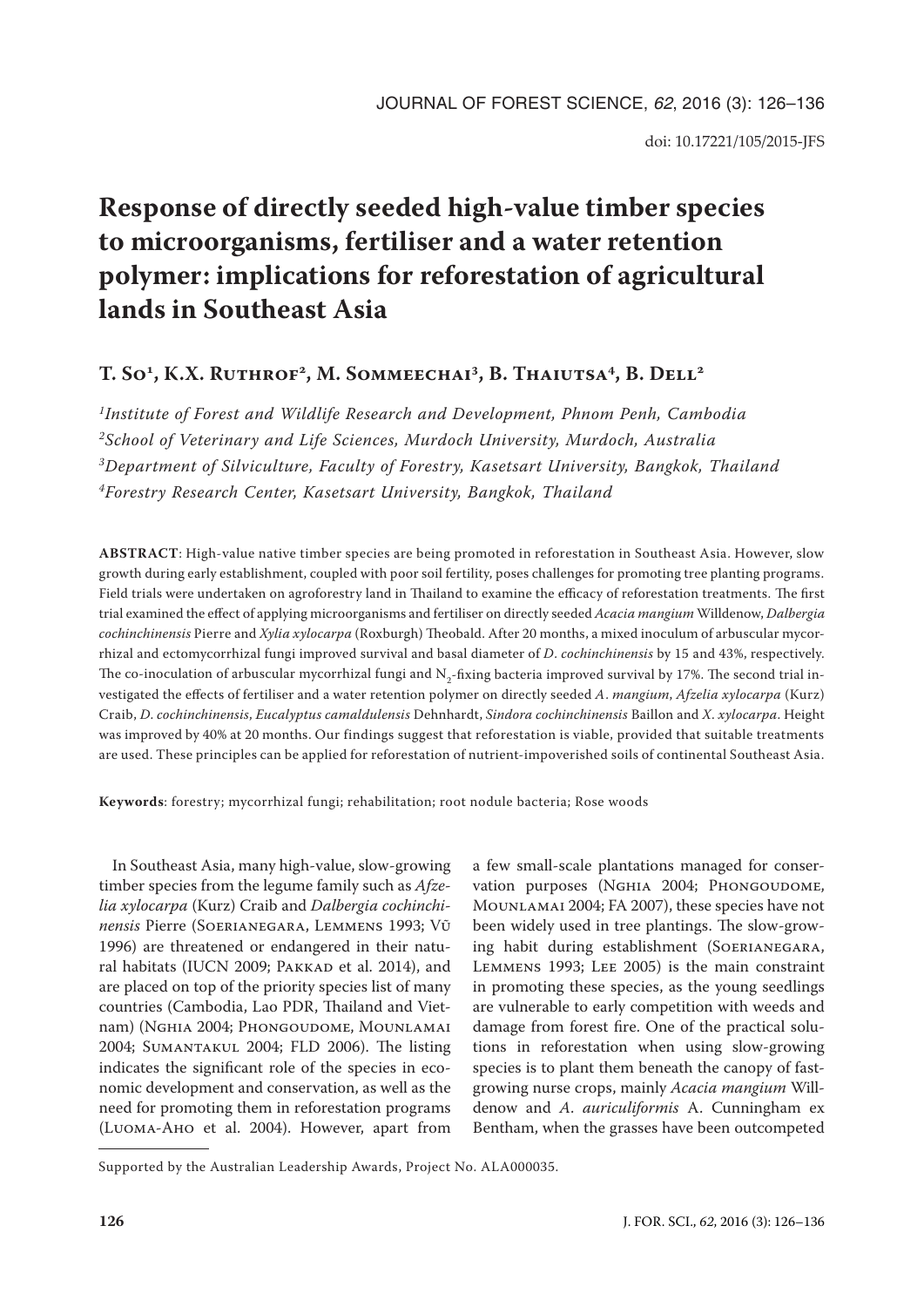# Response of directly seeded high-value timber species to microorganisms, fertiliser and a water retention polymer: implications for reforestation of agricultural lands in Southeast Asia

**T. So[1], K.X. Ruthrof[2], M. Sommeechai[3], B. Thaiutsa[4], B. Dell[2]**

*[1]Institute of Forest and Wildlife Research and Development, Phnom Penh, Cambodia*
*[2]School of Veterinary and Life Sciences, Murdoch University, Murdoch, Australia*
*[3]Department of Silviculture, Faculty of Forestry, Kasetsart University, Bangkok, Thailand*
*[4]Forestry Research Center, Kasetsart University, Bangkok, Thailand*

**ABSTRACT**: High-value native timber species are being promoted in reforestation in Southeast Asia. However, slow growth during early establishment, coupled with poor soil fertility, poses challenges for promoting tree planting programs. Field trials were undertaken on agroforestry land in Thailand to examine the efficacy of reforestation treatments. The first trial examined the effect of applying microorganisms and fertiliser on directly seeded *Acacia mangium* Willdenow, *Dalbergia cochinchinensis* Pierre and *Xylia xylocarpa* (Roxburgh) Theobald. After 20 months, a mixed inoculum of arbuscular mycorrhizal and ectomycorrhizal fungi improved survival and basal diameter of *D. cochinchinensis* by 15 and 43%, respectively. The co-inoculation of arbuscular mycorrhizal fungi and $N_2$-fixing bacteria improved survival by 17%. The second trial investigated the effects of fertiliser and a water retention polymer on directly seeded *A. mangium*, *Afzelia xylocarpa* (Kurz) Craib, *D. cochinchinensis*, *Eucalyptus camaldulensis* Dehnhardt, *Sindora cochinchinensis* Baillon and *X. xylocarpa*. Height was improved by 40% at 20 months. Our findings suggest that reforestation is viable, provided that suitable treatments are used. These principles can be applied for reforestation of nutrient-impoverished soils of continental Southeast Asia.

**Keywords**: forestry; mycorrhizal fungi; rehabilitation; root nodule bacteria; Rose woods

In Southeast Asia, many high-value, slow-growing timber species from the legume family such as *Afzelia xylocarpa* (Kurz) Craib and *Dalbergia cochinchinensis* Pierre (Soerianegara, Lemmens 1993; Vũ 1996) are threatened or endangered in their natural habitats (IUCN 2009; Pakkad et al. 2014), and are placed on top of the priority species list of many countries (Cambodia, Lao PDR, Thailand and Vietnam) (Nghia 2004; Phongoudome, Mounlamai 2004; Sumantakul 2004; FLD 2006). The listing indicates the significant role of the species in economic development and conservation, as well as the need for promoting them in reforestation programs (Luoma-Aho et al. 2004). However, apart from a few small-scale plantations managed for conservation purposes (Nghia 2004; Phongoudome, Mounlamai 2004; FA 2007), these species have not been widely used in tree plantings. The slow-growing habit during establishment (Soerianegara, Lemmens 1993; Lee 2005) is the main constraint in promoting these species, as the young seedlings are vulnerable to early competition with weeds and damage from forest fire. One of the practical solutions in reforestation when using slow-growing species is to plant them beneath the canopy of fast-growing nurse crops, mainly *Acacia mangium* Willdenow and *A. auriculiformis* A. Cunningham ex Bentham, when the grasses have been outcompeted

Supported by the Australian Leadership Awards, Project No. ALA000035.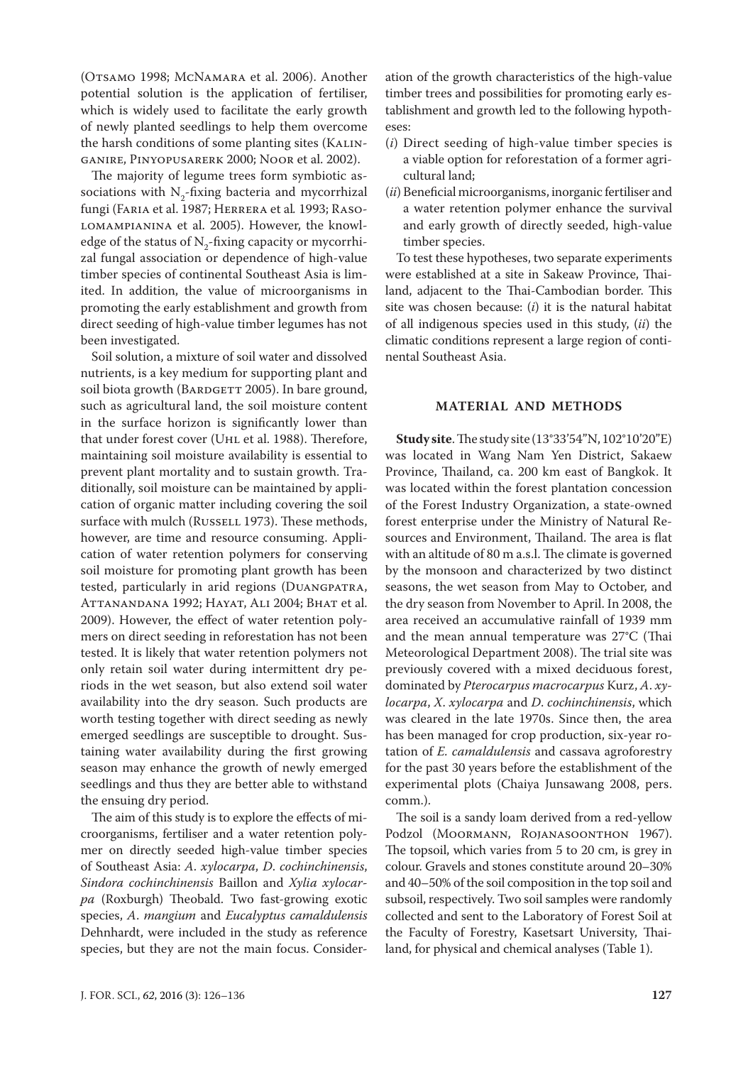(Otsamo 1998; McNamara et al. 2006). Another potential solution is the application of fertiliser, which is widely used to facilitate the early growth of newly planted seedlings to help them overcome the harsh conditions of some planting sites (Kalinganire, Pinyopusarerk 2000; Noor et al. 2002).

The majority of legume trees form symbiotic associations with $N_2$-fixing bacteria and mycorrhizal fungi (Faria et al. 1987; Herrera et al*.* 1993; Rasolomampianina et al. 2005). However, the knowledge of the status of $N_2$-fixing capacity or mycorrhizal fungal association or dependence of high-value timber species of continental Southeast Asia is limited. In addition, the value of microorganisms in promoting the early establishment and growth from direct seeding of high-value timber legumes has not been investigated.

Soil solution, a mixture of soil water and dissolved nutrients, is a key medium for supporting plant and soil biota growth (Bardgett 2005). In bare ground, such as agricultural land, the soil moisture content in the surface horizon is significantly lower than that under forest cover (Uhl et al. 1988). Therefore, maintaining soil moisture availability is essential to prevent plant mortality and to sustain growth. Traditionally, soil moisture can be maintained by application of organic matter including covering the soil surface with mulch (Russell 1973). These methods, however, are time and resource consuming. Application of water retention polymers for conserving soil moisture for promoting plant growth has been tested, particularly in arid regions (Duangpatra, Attanandana 1992; Hayat, Ali 2004; Bhat et al. 2009). However, the effect of water retention polymers on direct seeding in reforestation has not been tested. It is likely that water retention polymers not only retain soil water during intermittent dry periods in the wet season, but also extend soil water availability into the dry season. Such products are worth testing together with direct seeding as newly emerged seedlings are susceptible to drought. Sustaining water availability during the first growing season may enhance the growth of newly emerged seedlings and thus they are better able to withstand the ensuing dry period.

The aim of this study is to explore the effects of microorganisms, fertiliser and a water retention polymer on directly seeded high-value timber species of Southeast Asia: *A. xylocarpa*, *D. cochinchinensis*, *Sindora cochinchinensis* Baillon and *Xylia xylocarpa* (Roxburgh) Theobald. Two fast-growing exotic species, *A. mangium* and *Eucalyptus camaldulensis* Dehnhardt, were included in the study as reference species, but they are not the main focus. Consideration of the growth characteristics of the high-value timber trees and possibilities for promoting early establishment and growth led to the following hypotheses:

(*i*) Direct seeding of high-value timber species is a viable option for reforestation of a former agricultural land;

(*ii*) Beneficial microorganisms, inorganic fertiliser and a water retention polymer enhance the survival and early growth of directly seeded, high-value timber species.

To test these hypotheses, two separate experiments were established at a site in Sakeaw Province, Thailand, adjacent to the Thai-Cambodian border. This site was chosen because: (*i*) it is the natural habitat of all indigenous species used in this study, (*ii*) the climatic conditions represent a large region of continental Southeast Asia.

## MATERIAL AND METHODS

**Study site**. The study site (13°33'54"N, 102°10'20"E) was located in Wang Nam Yen District, Sakaew Province, Thailand, ca. 200 km east of Bangkok. It was located within the forest plantation concession of the Forest Industry Organization, a state-owned forest enterprise under the Ministry of Natural Resources and Environment, Thailand. The area is flat with an altitude of 80 m a.s.l. The climate is governed by the monsoon and characterized by two distinct seasons, the wet season from May to October, and the dry season from November to April. In 2008, the area received an accumulative rainfall of 1939 mm and the mean annual temperature was 27°C (Thai Meteorological Department 2008). The trial site was previously covered with a mixed deciduous forest, dominated by *Pterocarpus macrocarpus* Kurz, *A. xylocarpa*, *X. xylocarpa* and *D. cochinchinensis*, which was cleared in the late 1970s. Since then, the area has been managed for crop production, six-year rotation of *E. camaldulensis* and cassava agroforestry for the past 30 years before the establishment of the experimental plots (Chaiya Junsawang 2008, pers. comm.).

The soil is a sandy loam derived from a red-yellow Podzol (Moormann, Rojanasoonthon 1967). The topsoil, which varies from 5 to 20 cm, is grey in colour. Gravels and stones constitute around 20–30% and 40–50% of the soil composition in the top soil and subsoil, respectively. Two soil samples were randomly collected and sent to the Laboratory of Forest Soil at the Faculty of Forestry, Kasetsart University, Thailand, for physical and chemical analyses (Table 1).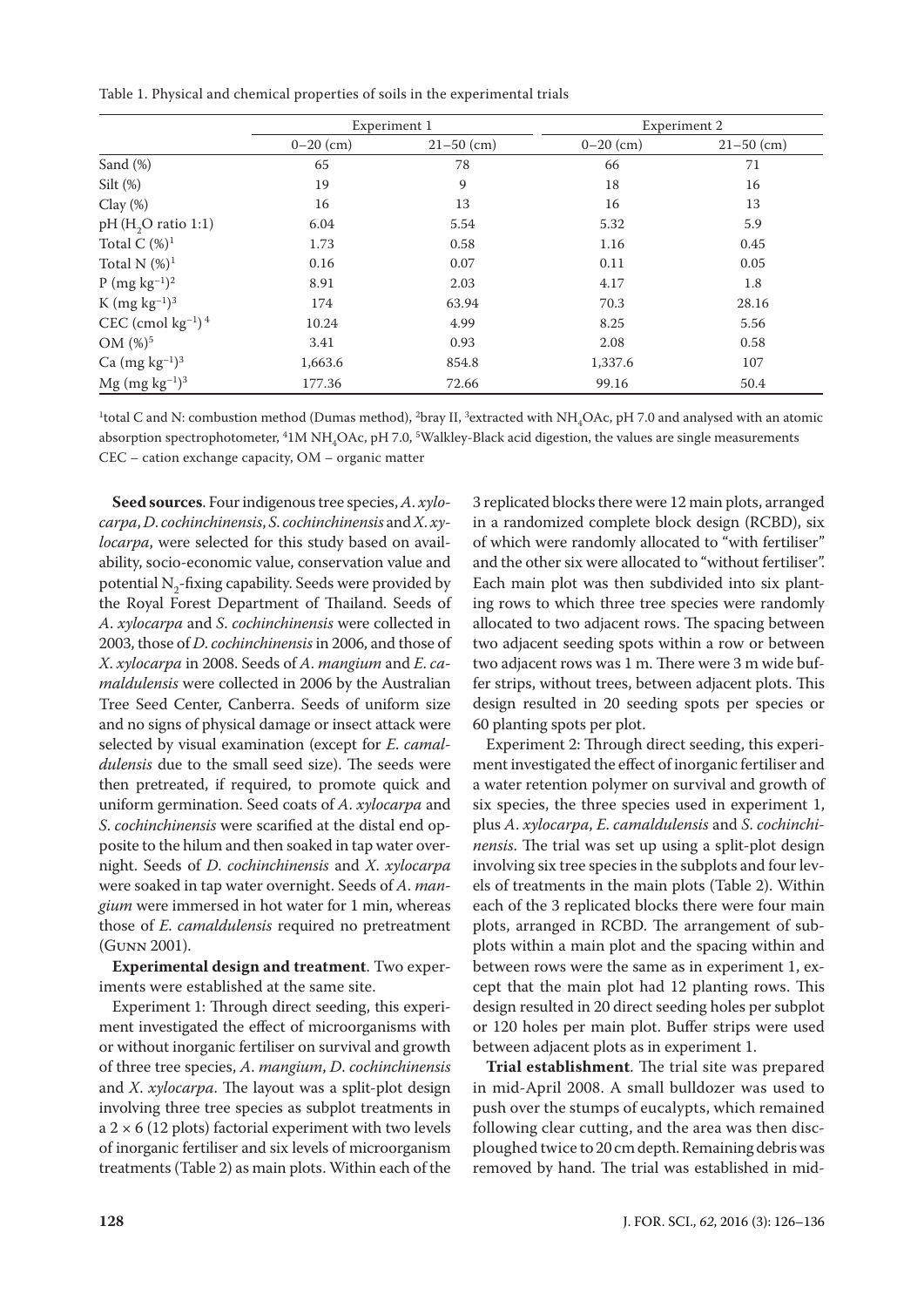Table 1. Physical and chemical properties of soils in the experimental trials

| | Experiment 1 | | Experiment 2 | |
|---|---|---|---|---|
| | 0–20 (cm) | 21–50 (cm) | 0–20 (cm) | 21–50 (cm) |
| Sand (%) | 65 | 78 | 66 | 71 |
| Silt (%) | 19 | 9 | 18 | 16 |
| Clay (%) | 16 | 13 | 16 | 13 |
| pH ($H_2O$ ratio 1:1) | 6.04 | 5.54 | 5.32 | 5.9 |
| Total C (%)[1] | 1.73 | 0.58 | 1.16 | 0.45 |
| Total N (%)[1] | 0.16 | 0.07 | 0.11 | 0.05 |
| P (mg $kg^{-1}$)[2] | 8.91 | 2.03 | 4.17 | 1.8 |
| K (mg $kg^{-1}$)[3] | 174 | 63.94 | 70.3 | 28.16 |
| CEC (cmol $kg^{-1}$)[4] | 10.24 | 4.99 | 8.25 | 5.56 |
| OM (%)[5] | 3.41 | 0.93 | 2.08 | 0.58 |
| Ca (mg $kg^{-1}$)[3] | 1,663.6 | 854.8 | 1,337.6 | 107 |
| Mg (mg $kg^{-1}$)[3] | 177.36 | 72.66 | 99.16 | 50.4 |

[1]total C and N: combustion method (Dumas method), [2]bray II, [3]extracted with $NH_4OAc$, pH 7.0 and analysed with an atomic absorption spectrophotometer, [4]1M $NH_4OAc$, pH 7.0, [5]Walkley-Black acid digestion, the values are single measurements
CEC – cation exchange capacity, OM – organic matter

**Seed sources**. Four indigenous tree species, *A. xylocarpa*, *D. cochinchinensis*, *S. cochinchinensis* and *X. xylocarpa*, were selected for this study based on availability, socio-economic value, conservation value and potential $N_2$-fixing capability. Seeds were provided by the Royal Forest Department of Thailand. Seeds of *A. xylocarpa* and *S. cochinchinensis* were collected in 2003, those of *D. cochinchinensis* in 2006, and those of *X. xylocarpa* in 2008. Seeds of *A. mangium* and *E. camaldulensis* were collected in 2006 by the Australian Tree Seed Center, Canberra. Seeds of uniform size and no signs of physical damage or insect attack were selected by visual examination (except for *E. camaldulensis* due to the small seed size). The seeds were then pretreated, if required, to promote quick and uniform germination. Seed coats of *A. xylocarpa* and *S. cochinchinensis* were scarified at the distal end opposite to the hilum and then soaked in tap water overnight. Seeds of *D. cochinchinensis* and *X. xylocarpa* were soaked in tap water overnight. Seeds of *A. mangium* were immersed in hot water for 1 min, whereas those of *E. camaldulensis* required no pretreatment (Gunn 2001).

**Experimental design and treatment**. Two experiments were established at the same site.

Experiment 1: Through direct seeding, this experiment investigated the effect of microorganisms with or without inorganic fertiliser on survival and growth of three tree species, *A. mangium*, *D. cochinchinensis* and *X. xylocarpa*. The layout was a split-plot design involving three tree species as subplot treatments in a 2 × 6 (12 plots) factorial experiment with two levels of inorganic fertiliser and six levels of microorganism treatments (Table 2) as main plots. Within each of the 3 replicated blocks there were 12 main plots, arranged in a randomized complete block design (RCBD), six of which were randomly allocated to "with fertiliser" and the other six were allocated to "without fertiliser". Each main plot was then subdivided into six planting rows to which three tree species were randomly allocated to two adjacent rows. The spacing between two adjacent seeding spots within a row or between two adjacent rows was 1 m. There were 3 m wide buffer strips, without trees, between adjacent plots. This design resulted in 20 seeding spots per species or 60 planting spots per plot.

Experiment 2: Through direct seeding, this experiment investigated the effect of inorganic fertiliser and a water retention polymer on survival and growth of six species, the three species used in experiment 1, plus *A. xylocarpa*, *E. camaldulensis* and *S. cochinchinensis*. The trial was set up using a split-plot design involving six tree species in the subplots and four levels of treatments in the main plots (Table 2). Within each of the 3 replicated blocks there were four main plots, arranged in RCBD. The arrangement of subplots within a main plot and the spacing within and between rows were the same as in experiment 1, except that the main plot had 12 planting rows. This design resulted in 20 direct seeding holes per subplot or 120 holes per main plot. Buffer strips were used between adjacent plots as in experiment 1.

**Trial establishment**. The trial site was prepared in mid-April 2008. A small bulldozer was used to push over the stumps of eucalypts, which remained following clear cutting, and the area was then disc-ploughed twice to 20 cm depth. Remaining debris was removed by hand. The trial was established in mid-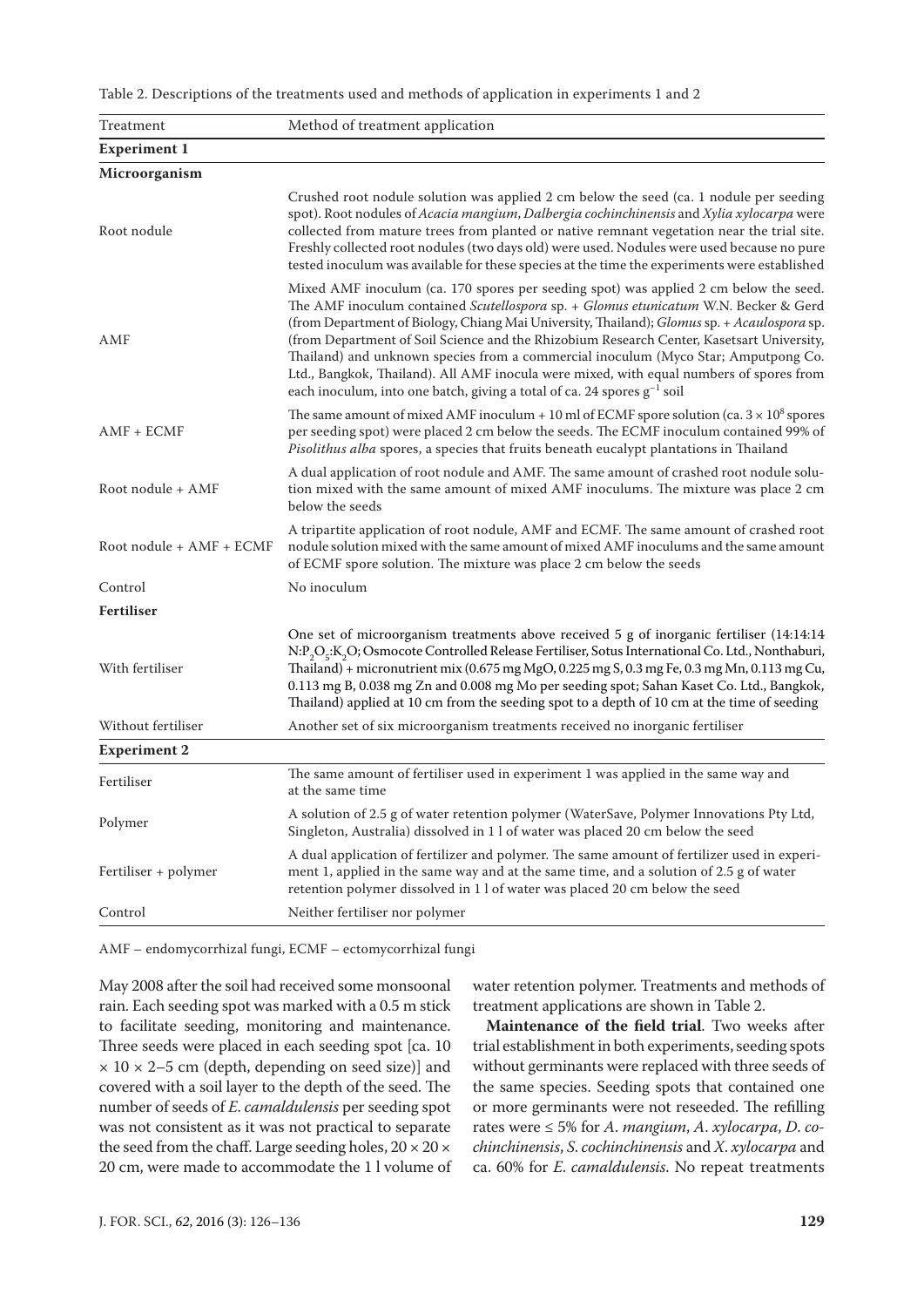Table 2. Descriptions of the treatments used and methods of application in experiments 1 and 2

| Treatment | Method of treatment application |
|---|---|
| **Experiment 1** | |
| **Microorganism** | |
| Root nodule | Crushed root nodule solution was applied 2 cm below the seed (ca. 1 nodule per seeding spot). Root nodules of *Acacia mangium*, *Dalbergia cochinchinensis* and *Xylia xylocarpa* were collected from mature trees from planted or native remnant vegetation near the trial site. Freshly collected root nodules (two days old) were used. Nodules were used because no pure tested inoculum was available for these species at the time the experiments were established |
| AMF | Mixed AMF inoculum (ca. 170 spores per seeding spot) was applied 2 cm below the seed. The AMF inoculum contained *Scutellospora* sp. + *Glomus etunicatum* W.N. Becker & Gerd (from Department of Biology, Chiang Mai University, Thailand); *Glomus* sp. + *Acaulospora* sp. (from Department of Soil Science and the Rhizobium Research Center, Kasetsart University, Thailand) and unknown species from a commercial inoculum (Myco Star; Amputpong Co. Ltd., Bangkok, Thailand). All AMF inocula were mixed, with equal numbers of spores from each inoculum, into one batch, giving a total of ca. 24 spores $g^{-1}$ soil |
| AMF + ECMF | The same amount of mixed AMF inoculum + 10 ml of ECMF spore solution (ca. $3 \times 10^8$ spores per seeding spot) were placed 2 cm below the seeds. The ECMF inoculum contained 99% of *Pisolithus alba* spores, a species that fruits beneath eucalypt plantations in Thailand |
| Root nodule + AMF | A dual application of root nodule and AMF. The same amount of crashed root nodule solution mixed with the same amount of mixed AMF inoculums. The mixture was place 2 cm below the seeds |
| Root nodule + AMF + ECMF | A tripartite application of root nodule, AMF and ECMF. The same amount of crashed root nodule solution mixed with the same amount of mixed AMF inoculums and the same amount of ECMF spore solution. The mixture was place 2 cm below the seeds |
| Control | No inoculum |
| **Fertiliser** | |
| With fertiliser | One set of microorganism treatments above received 5 g of inorganic fertiliser (14:14:14 $N:P_2O_5:K_2O$; Osmocote Controlled Release Fertiliser, Sotus International Co. Ltd., Nonthaburi, Thailand) + micronutrient mix (0.675 mg MgO, 0.225 mg S, 0.3 mg Fe, 0.3 mg Mn, 0.113 mg Cu, 0.113 mg B, 0.038 mg Zn and 0.008 mg Mo per seeding spot; Sahan Kaset Co. Ltd., Bangkok, Thailand) applied at 10 cm from the seeding spot to a depth of 10 cm at the time of seeding |
| Without fertiliser | Another set of six microorganism treatments received no inorganic fertiliser |
| **Experiment 2** | |
| Fertiliser | The same amount of fertiliser used in experiment 1 was applied in the same way and at the same time |
| Polymer | A solution of 2.5 g of water retention polymer (WaterSave, Polymer Innovations Pty Ltd, Singleton, Australia) dissolved in 1 l of water was placed 20 cm below the seed |
| Fertiliser + polymer | A dual application of fertilizer and polymer. The same amount of fertilizer used in experiment 1, applied in the same way and at the same time, and a solution of 2.5 g of water retention polymer dissolved in 1 l of water was placed 20 cm below the seed |
| Control | Neither fertiliser nor polymer |

AMF – endomycorrhizal fungi, ECMF – ectomycorrhizal fungi

May 2008 after the soil had received some monsoonal rain. Each seeding spot was marked with a 0.5 m stick to facilitate seeding, monitoring and maintenance. Three seeds were placed in each seeding spot [ca. 10 × 10 × 2–5 cm (depth, depending on seed size)] and covered with a soil layer to the depth of the seed. The number of seeds of *E. camaldulensis* per seeding spot was not consistent as it was not practical to separate the seed from the chaff. Large seeding holes, 20 × 20 × 20 cm, were made to accommodate the 1 l volume of water retention polymer. Treatments and methods of treatment applications are shown in Table 2.

**Maintenance of the field trial**. Two weeks after trial establishment in both experiments, seeding spots without germinants were replaced with three seeds of the same species. Seeding spots that contained one or more germinants were not reseeded. The refilling rates were ≤ 5% for *A. mangium*, *A. xylocarpa*, *D. cochinchinensis*, *S. cochinchinensis* and *X. xylocarpa* and ca. 60% for *E. camaldulensis*. No repeat treatments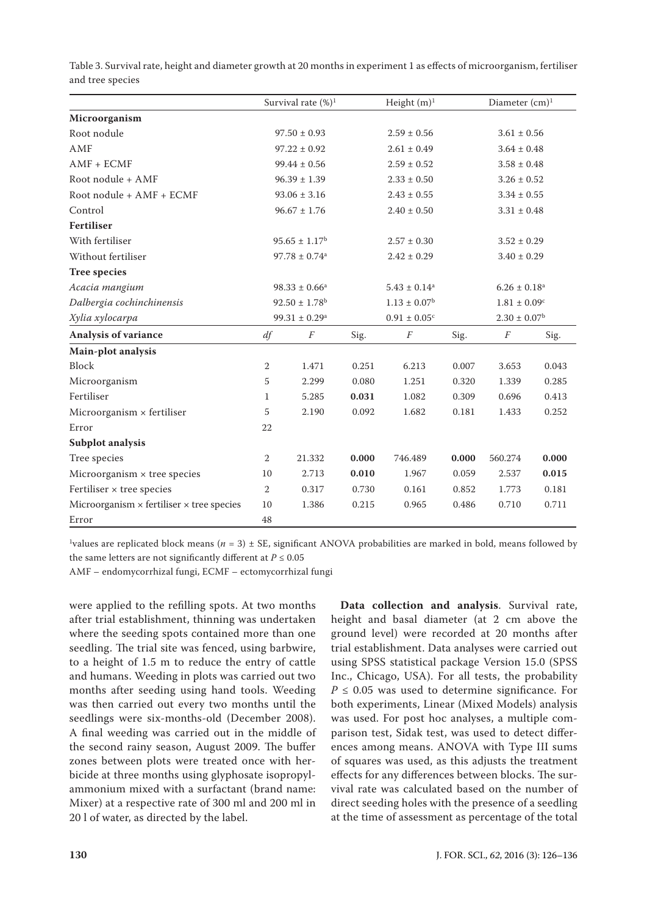Table 3. Survival rate, height and diameter growth at 20 months in experiment 1 as effects of microorganism, fertiliser and tree species

| | Survival rate (%)[1] | | Height (m)[1] | | Diameter (cm)[1] | |
|---|---|---|---|---|---|---|
| **Microorganism** | | | | | | |
| Root nodule | 97.50 ± 0.93 | | 2.59 ± 0.56 | | 3.61 ± 0.56 | |
| AMF | 97.22 ± 0.92 | | 2.61 ± 0.49 | | 3.64 ± 0.48 | |
| AMF + ECMF | 99.44 ± 0.56 | | 2.59 ± 0.52 | | 3.58 ± 0.48 | |
| Root nodule + AMF | 96.39 ± 1.39 | | 2.33 ± 0.50 | | 3.26 ± 0.52 | |
| Root nodule + AMF + ECMF | 93.06 ± 3.16 | | 2.43 ± 0.55 | | 3.34 ± 0.55 | |
| Control | 96.67 ± 1.76 | | 2.40 ± 0.50 | | 3.31 ± 0.48 | |
| **Fertiliser** | | | | | | |
| With fertiliser | $95.65 \pm 1.17^{b}$ | | 2.57 ± 0.30 | | 3.52 ± 0.29 | |
| Without fertiliser | $97.78 \pm 0.74^{a}$ | | 2.42 ± 0.29 | | 3.40 ± 0.29 | |
| **Tree species** | | | | | | |
| *Acacia mangium* | $98.33 \pm 0.66^{a}$ | | $5.43 \pm 0.14^{a}$ | | $6.26 \pm 0.18^{a}$ | |
| *Dalbergia cochinchinensis* | $92.50 \pm 1.78^{b}$ | | $1.13 \pm 0.07^{b}$ | | $1.81 \pm 0.09^{c}$ | |
| *Xylia xylocarpa* | $99.31 \pm 0.29^{a}$ | | $0.91 \pm 0.05^{c}$ | | $2.30 \pm 0.07^{b}$ | |
| **Analysis of variance** | *df* | *F* | Sig. | *F* | Sig. | *F* | Sig. |
| **Main-plot analysis** | | | | | | | |
| Block | 2 | 1.471 | 0.251 | 6.213 | 0.007 | 3.653 | 0.043 |
| Microorganism | 5 | 2.299 | 0.080 | 1.251 | 0.320 | 1.339 | 0.285 |
| Fertiliser | 1 | 5.285 | **0.031** | 1.082 | 0.309 | 0.696 | 0.413 |
| Microorganism × fertiliser | 5 | 2.190 | 0.092 | 1.682 | 0.181 | 1.433 | 0.252 |
| Error | 22 | | | | | | |
| **Subplot analysis** | | | | | | | |
| Tree species | 2 | 21.332 | **0.000** | 746.489 | **0.000** | 560.274 | **0.000** |
| Microorganism × tree species | 10 | 2.713 | **0.010** | 1.967 | 0.059 | 2.537 | **0.015** |
| Fertiliser × tree species | 2 | 0.317 | 0.730 | 0.161 | 0.852 | 1.773 | 0.181 |
| Microorganism × fertiliser × tree species | 10 | 1.386 | 0.215 | 0.965 | 0.486 | 0.710 | 0.711 |
| Error | 48 | | | | | | |

[1]values are replicated block means ($n = 3$) ± SE, significant ANOVA probabilities are marked in bold, means followed by the same letters are not significantly different at $P \leq 0.05$

AMF – endomycorrhizal fungi, ECMF – ectomycorrhizal fungi

were applied to the refilling spots. At two months after trial establishment, thinning was undertaken where the seeding spots contained more than one seedling. The trial site was fenced, using barbwire, to a height of 1.5 m to reduce the entry of cattle and humans. Weeding in plots was carried out two months after seeding using hand tools. Weeding was then carried out every two months until the seedlings were six-months-old (December 2008). A final weeding was carried out in the middle of the second rainy season, August 2009. The buffer zones between plots were treated once with herbicide at three months using glyphosate isopropylammonium mixed with a surfactant (brand name: Mixer) at a respective rate of 300 ml and 200 ml in 20 l of water, as directed by the label.

**Data collection and analysis**. Survival rate, height and basal diameter (at 2 cm above the ground level) were recorded at 20 months after trial establishment. Data analyses were carried out using SPSS statistical package Version 15.0 (SPSS Inc., Chicago, USA). For all tests, the probability $P \leq 0.05$ was used to determine significance. For both experiments, Linear (Mixed Models) analysis was used. For post hoc analyses, a multiple comparison test, Sidak test, was used to detect differences among means. ANOVA with Type III sums of squares was used, as this adjusts the treatment effects for any differences between blocks. The survival rate was calculated based on the number of direct seeding holes with the presence of a seedling at the time of assessment as percentage of the total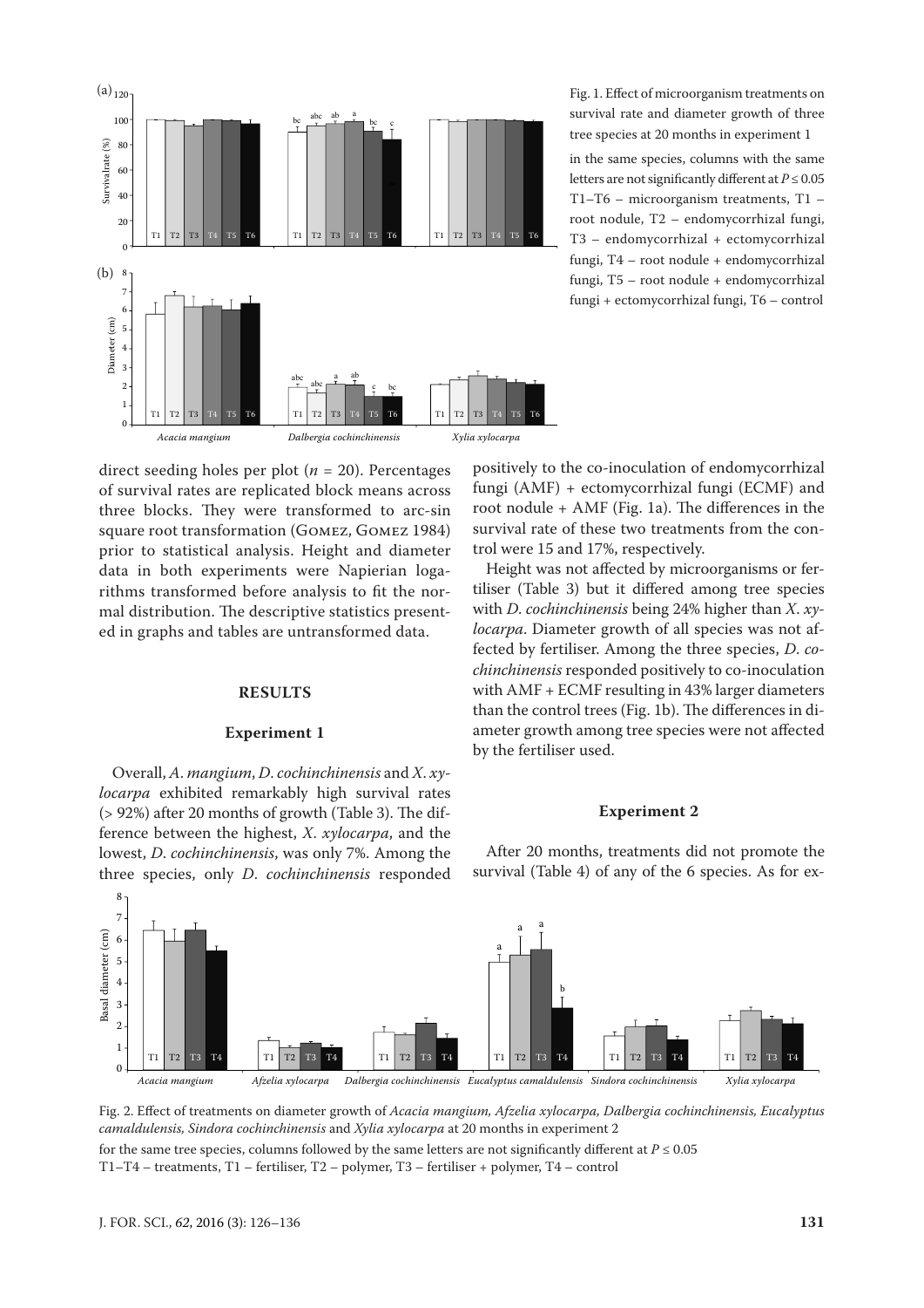Fig. 1. Effect of microorganism treatments on survival rate and diameter growth of three tree species at 20 months in experiment 1

in the same species, columns with the same letters are not significantly different at $P \leq 0.05$

T1–T6 – microorganism treatments, T1 – root nodule, T2 – endomycorrhizal fungi, T3 – endomycorrhizal + ectomycorrhizal fungi, T4 – root nodule + endomycorrhizal fungi, T5 – root nodule + endomycorrhizal fungi + ectomycorrhizal fungi, T6 – control

direct seeding holes per plot ($n$ = 20). Percentages of survival rates are replicated block means across three blocks. They were transformed to arc-sin square root transformation (Gomez, Gomez 1984) prior to statistical analysis. Height and diameter data in both experiments were Napierian logarithms transformed before analysis to fit the normal distribution. The descriptive statistics presented in graphs and tables are untransformed data.

## RESULTS

### Experiment 1

Overall, *A. mangium*, *D. cochinchinensis* and *X. xylocarpa* exhibited remarkably high survival rates (> 92%) after 20 months of growth (Table 3). The difference between the highest, *X. xylocarpa*, and the lowest, *D. cochinchinensis*, was only 7%. Among the three species, only *D. cochinchinensis* responded positively to the co-inoculation of endomycorrhizal fungi (AMF) + ectomycorrhizal fungi (ECMF) and root nodule + AMF (Fig. 1a). The differences in the survival rate of these two treatments from the control were 15 and 17%, respectively.

Height was not affected by microorganisms or fertiliser (Table 3) but it differed among tree species with *D. cochinchinensis* being 24% higher than *X. xylocarpa*. Diameter growth of all species was not affected by fertiliser. Among the three species, *D. cochinchinensis* responded positively to co-inoculation with AMF + ECMF resulting in 43% larger diameters than the control trees (Fig. 1b). The differences in diameter growth among tree species were not affected by the fertiliser used.

### Experiment 2

After 20 months, treatments did not promote the survival (Table 4) of any of the 6 species. As for ex-

Fig. 2. Effect of treatments on diameter growth of *Acacia mangium, Afzelia xylocarpa, Dalbergia cochinchinensis, Eucalyptus camaldulensis, Sindora cochinchinensis* and *Xylia xylocarpa* at 20 months in experiment 2

for the same tree species, columns followed by the same letters are not significantly different at $P \leq 0.05$

T1–T4 – treatments, T1 – fertiliser, T2 – polymer, T3 – fertiliser + polymer, T4 – control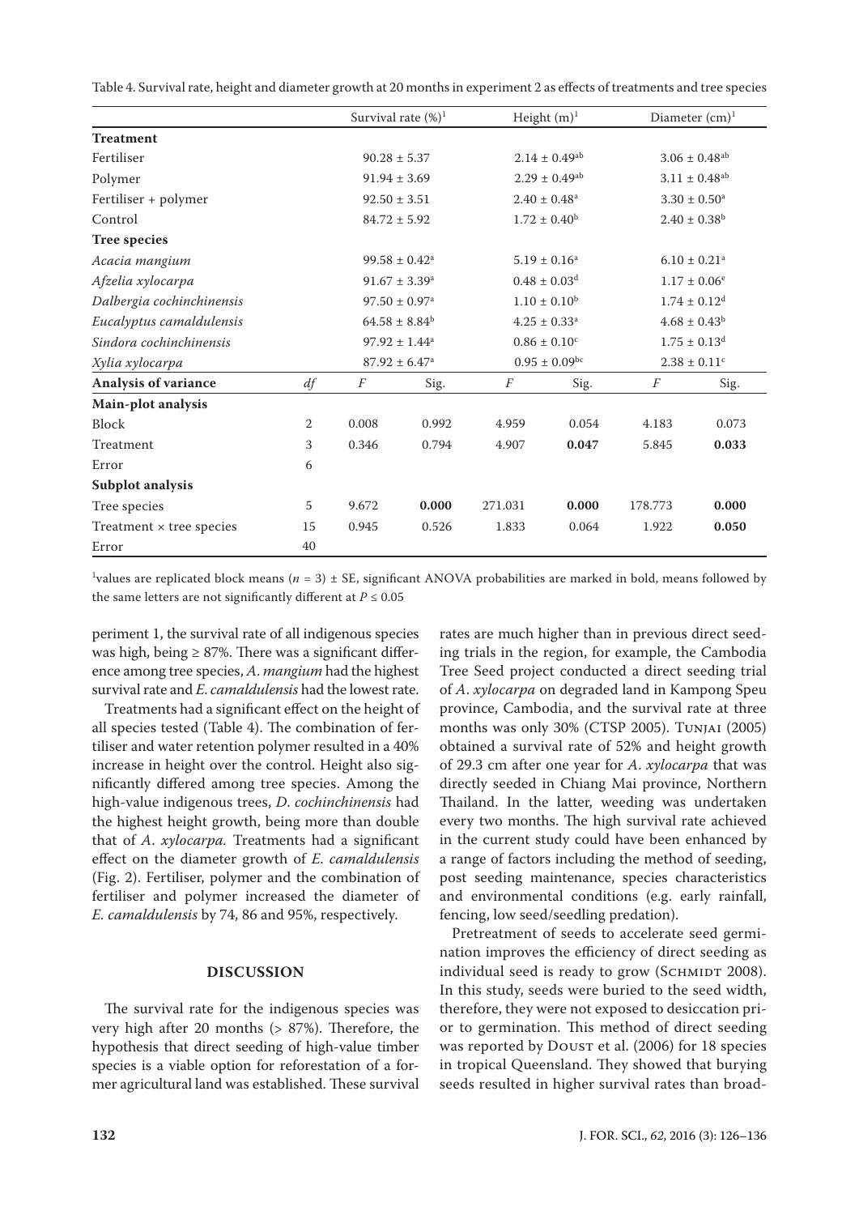Table 4. Survival rate, height and diameter growth at 20 months in experiment 2 as effects of treatments and tree species

| | | Survival rate (%)[1] | | Height (m)[1] | | Diameter (cm)[1] | |
|---|---|---|---|---|---|---|---|
| **Treatment** | | | | | | | |
| Fertiliser | | $90.28 \pm 5.37$ | | $2.14 \pm 0.49^{ab}$ | | $3.06 \pm 0.48^{ab}$ | |
| Polymer | | $91.94 \pm 3.69$ | | $2.29 \pm 0.49^{ab}$ | | $3.11 \pm 0.48^{ab}$ | |
| Fertiliser + polymer | | $92.50 \pm 3.51$ | | $2.40 \pm 0.48^{a}$ | | $3.30 \pm 0.50^{a}$ | |
| Control | | $84.72 \pm 5.92$ | | $1.72 \pm 0.40^{b}$ | | $2.40 \pm 0.38^{b}$ | |
| **Tree species** | | | | | | | |
| *Acacia mangium* | | $99.58 \pm 0.42^{a}$ | | $5.19 \pm 0.16^{a}$ | | $6.10 \pm 0.21^{a}$ | |
| *Afzelia xylocarpa* | | $91.67 \pm 3.39^{a}$ | | $0.48 \pm 0.03^{d}$ | | $1.17 \pm 0.06^{e}$ | |
| *Dalbergia cochinchinensis* | | $97.50 \pm 0.97^{a}$ | | $1.10 \pm 0.10^{b}$ | | $1.74 \pm 0.12^{d}$ | |
| *Eucalyptus camaldulensis* | | $64.58 \pm 8.84^{b}$ | | $4.25 \pm 0.33^{a}$ | | $4.68 \pm 0.43^{b}$ | |
| *Sindora cochinchinensis* | | $97.92 \pm 1.44^{a}$ | | $0.86 \pm 0.10^{c}$ | | $1.75 \pm 0.13^{d}$ | |
| *Xylia xylocarpa* | | $87.92 \pm 6.47^{a}$ | | $0.95 \pm 0.09^{bc}$ | | $2.38 \pm 0.11^{c}$ | |
| **Analysis of variance** | *df* | *F* | Sig. | *F* | Sig. | *F* | Sig. |
| **Main-plot analysis** | | | | | | | |
| Block | 2 | 0.008 | 0.992 | 4.959 | 0.054 | 4.183 | 0.073 |
| Treatment | 3 | 0.346 | 0.794 | 4.907 | **0.047** | 5.845 | **0.033** |
| Error | 6 | | | | | | |
| **Subplot analysis** | | | | | | | |
| Tree species | 5 | 9.672 | **0.000** | 271.031 | **0.000** | 178.773 | **0.000** |
| Treatment × tree species | 15 | 0.945 | 0.526 | 1.833 | 0.064 | 1.922 | **0.050** |
| Error | 40 | | | | | | |

[1]values are replicated block means ($n = 3$) ± SE, significant ANOVA probabilities are marked in bold, means followed by the same letters are not significantly different at $P \leq 0.05$

periment 1, the survival rate of all indigenous species was high, being ≥ 87%. There was a significant difference among tree species, *A. mangium* had the highest survival rate and *E. camaldulensis* had the lowest rate.

Treatments had a significant effect on the height of all species tested (Table 4). The combination of fertiliser and water retention polymer resulted in a 40% increase in height over the control. Height also significantly differed among tree species. Among the high-value indigenous trees, *D. cochinchinensis* had the highest height growth, being more than double that of *A. xylocarpa.* Treatments had a significant effect on the diameter growth of *E. camaldulensis* (Fig. 2). Fertiliser, polymer and the combination of fertiliser and polymer increased the diameter of *E. camaldulensis* by 74, 86 and 95%, respectively.

## DISCUSSION

The survival rate for the indigenous species was very high after 20 months (> 87%). Therefore, the hypothesis that direct seeding of high-value timber species is a viable option for reforestation of a former agricultural land was established. These survival rates are much higher than in previous direct seeding trials in the region, for example, the Cambodia Tree Seed project conducted a direct seeding trial of *A. xylocarpa* on degraded land in Kampong Speu province, Cambodia, and the survival rate at three months was only 30% (CTSP 2005). Tunjai (2005) obtained a survival rate of 52% and height growth of 29.3 cm after one year for *A. xylocarpa* that was directly seeded in Chiang Mai province, Northern Thailand. In the latter, weeding was undertaken every two months. The high survival rate achieved in the current study could have been enhanced by a range of factors including the method of seeding, post seeding maintenance, species characteristics and environmental conditions (e.g. early rainfall, fencing, low seed/seedling predation).

Pretreatment of seeds to accelerate seed germination improves the efficiency of direct seeding as individual seed is ready to grow (Schmidt 2008). In this study, seeds were buried to the seed width, therefore, they were not exposed to desiccation prior to germination. This method of direct seeding was reported by Doust et al. (2006) for 18 species in tropical Queensland. They showed that burying seeds resulted in higher survival rates than broad-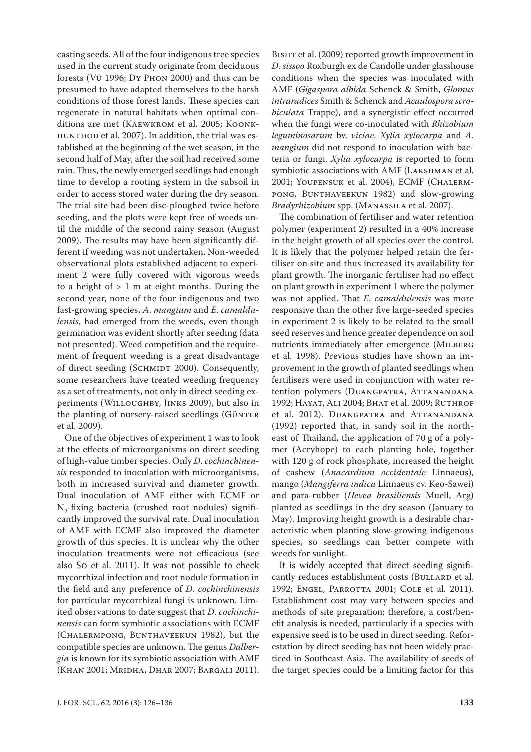casting seeds. All of the four indigenous tree species used in the current study originate from deciduous forests (Vũ 1996; Dy Phon 2000) and thus can be presumed to have adapted themselves to the harsh conditions of those forest lands. These species can regenerate in natural habitats when optimal conditions are met (Kaewkrom et al. 2005; Koonkhunthod et al. 2007). In addition, the trial was established at the beginning of the wet season, in the second half of May, after the soil had received some rain. Thus, the newly emerged seedlings had enough time to develop a rooting system in the subsoil in order to access stored water during the dry season. The trial site had been disc-ploughed twice before seeding, and the plots were kept free of weeds until the middle of the second rainy season (August 2009). The results may have been significantly different if weeding was not undertaken. Non-weeded observational plots established adjacent to experiment 2 were fully covered with vigorous weeds to a height of > 1 m at eight months. During the second year, none of the four indigenous and two fast-growing species, *A. mangium* and *E. camaldulensis*, had emerged from the weeds, even though germination was evident shortly after seeding (data not presented). Weed competition and the requirement of frequent weeding is a great disadvantage of direct seeding (Schmidt 2000). Consequently, some researchers have treated weeding frequency as a set of treatments, not only in direct seeding experiments (Willoughby, Jinks 2009), but also in the planting of nursery-raised seedlings (Günter et al. 2009).

One of the objectives of experiment 1 was to look at the effects of microorganisms on direct seeding of high-value timber species. Only *D. cochinchinensis* responded to inoculation with microorganisms, both in increased survival and diameter growth. Dual inoculation of AMF either with ECMF or $N_2$-fixing bacteria (crushed root nodules) significantly improved the survival rate. Dual inoculation of AMF with ECMF also improved the diameter growth of this species. It is unclear why the other inoculation treatments were not efficacious (see also So et al. 2011). It was not possible to check mycorrhizal infection and root nodule formation in the field and any preference of *D. cochinchinensis* for particular mycorrhizal fungi is unknown. Limited observations to date suggest that *D. cochinchinensis* can form symbiotic associations with ECMF (Chalermpong, Bunthaveekun 1982), but the compatible species are unknown. The genus *Dalbergia* is known for its symbiotic association with AMF (Khan 2001; Mridha, Dhar 2007; Bargali 2011). Bisht et al. (2009) reported growth improvement in *D. sissoo* Roxburgh ex de Candolle under glasshouse conditions when the species was inoculated with AMF (*Gigaspora albida* Schenck & Smith, *Glomus intraradices* Smith & Schenck and *Acaulospora scrobiculata* Trappe), and a synergistic effect occurred when the fungi were co-inoculated with *Rhizobium leguminosarum* bv. *viciae*. *Xylia xylocarpa* and *A. mangium* did not respond to inoculation with bacteria or fungi. *Xylia xylocarpa* is reported to form symbiotic associations with AMF (Lakshman et al. 2001; Youpensuk et al. 2004), ECMF (Chalermpong, Bunthaveekun 1982) and slow-growing *Bradyrhizobium* spp. (Manassila et al. 2007).

The combination of fertiliser and water retention polymer (experiment 2) resulted in a 40% increase in the height growth of all species over the control. It is likely that the polymer helped retain the fertiliser on site and thus increased its availability for plant growth. The inorganic fertiliser had no effect on plant growth in experiment 1 where the polymer was not applied. That *E. camaldulensis* was more responsive than the other five large-seeded species in experiment 2 is likely to be related to the small seed reserves and hence greater dependence on soil nutrients immediately after emergence (Milberg et al. 1998). Previous studies have shown an improvement in the growth of planted seedlings when fertilisers were used in conjunction with water retention polymers (Duangpatra, Attanandana 1992; Hayat, Ali 2004; Bhat et al. 2009; Ruthrof et al. 2012). Duangpatra and Attanandana (1992) reported that, in sandy soil in the northeast of Thailand, the application of 70 g of a polymer (Acryhope) to each planting hole, together with 120 g of rock phosphate, increased the height of cashew (*Anacardium occidentale* Linnaeus), mango (*Mangiferra indica* Linnaeus cv. Keo-Sawei) and para-rubber (*Hevea brasiliensis* Muell, Arg) planted as seedlings in the dry season (January to May). Improving height growth is a desirable characteristic when planting slow-growing indigenous species, so seedlings can better compete with weeds for sunlight.

It is widely accepted that direct seeding significantly reduces establishment costs (Bullard et al. 1992; Engel, Parrotta 2001; Cole et al. 2011). Establishment cost may vary between species and methods of site preparation; therefore, a cost/benefit analysis is needed, particularly if a species with expensive seed is to be used in direct seeding. Reforestation by direct seeding has not been widely practiced in Southeast Asia. The availability of seeds of the target species could be a limiting factor for this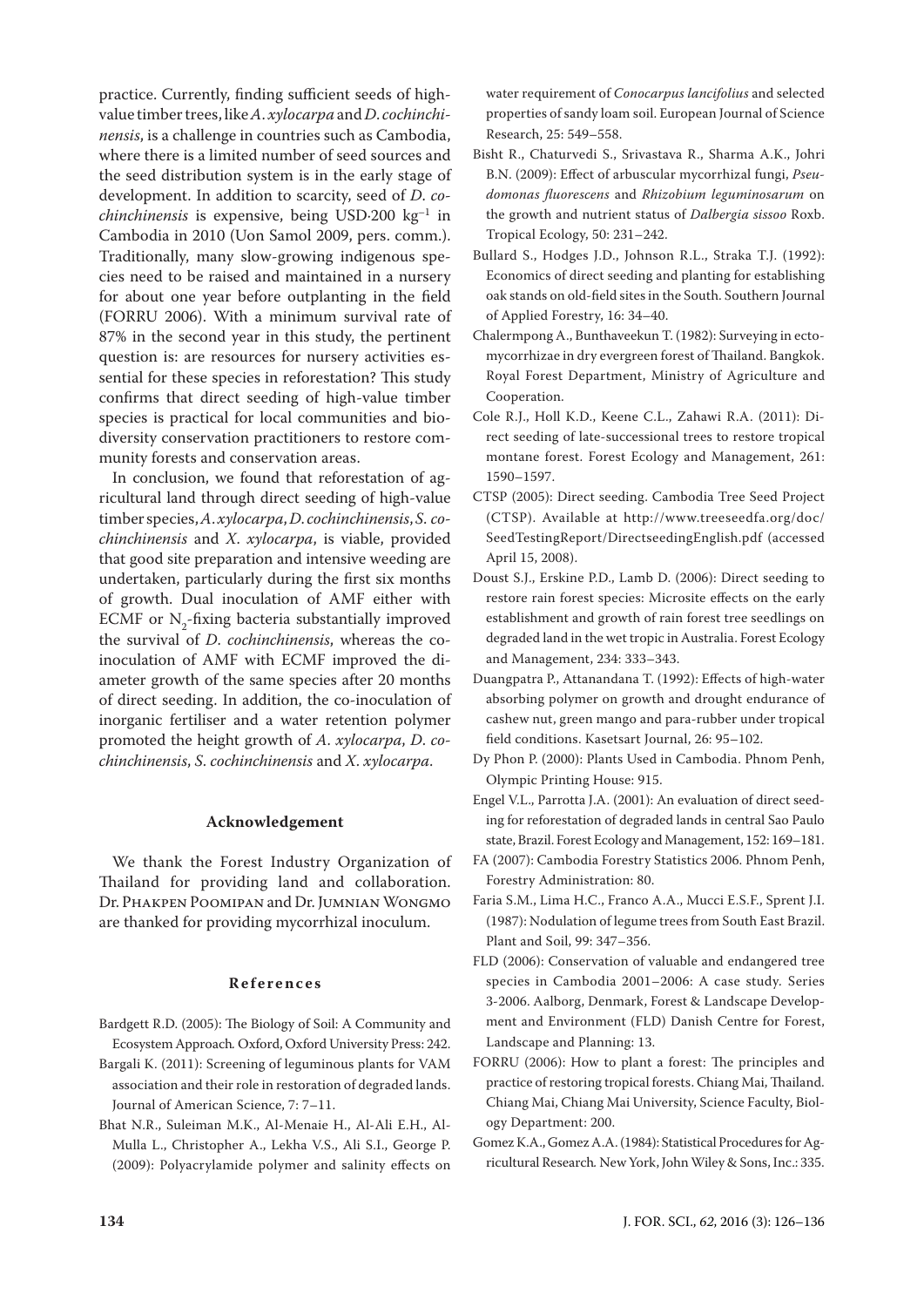practice. Currently, finding sufficient seeds of high-value timber trees, like *A. xylocarpa* and *D. cochinchinensis*, is a challenge in countries such as Cambodia, where there is a limited number of seed sources and the seed distribution system is in the early stage of development. In addition to scarcity, seed of *D. cochinchinensis* is expensive, being USD·200 $kg^{-1}$ in Cambodia in 2010 (Uon Samol 2009, pers. comm.). Traditionally, many slow-growing indigenous species need to be raised and maintained in a nursery for about one year before outplanting in the field (FORRU 2006). With a minimum survival rate of 87% in the second year in this study, the pertinent question is: are resources for nursery activities essential for these species in reforestation? This study confirms that direct seeding of high-value timber species is practical for local communities and biodiversity conservation practitioners to restore community forests and conservation areas.

In conclusion, we found that reforestation of agricultural land through direct seeding of high-value timber species, *A. xylocarpa*, *D. cochinchinensis*, *S. cochinchinensis* and *X. xylocarpa*, is viable, provided that good site preparation and intensive weeding are undertaken, particularly during the first six months of growth. Dual inoculation of AMF either with ECMF or $N_2$-fixing bacteria substantially improved the survival of *D. cochinchinensis*, whereas the co-inoculation of AMF with ECMF improved the diameter growth of the same species after 20 months of direct seeding. In addition, the co-inoculation of inorganic fertiliser and a water retention polymer promoted the height growth of *A. xylocarpa*, *D. cochinchinensis*, *S. cochinchinensis* and *X. xylocarpa*.

## Acknowledgement

We thank the Forest Industry Organization of Thailand for providing land and collaboration. Dr. Phakpen Poomipan and Dr. Jumnian Wongmo are thanked for providing mycorrhizal inoculum.

## References

Bardgett R.D. (2005): The Biology of Soil: A Community and Ecosystem Approach. Oxford, Oxford University Press: 242.

Bargali K. (2011): Screening of leguminous plants for VAM association and their role in restoration of degraded lands. Journal of American Science, 7: 7–11.

Bhat N.R., Suleiman M.K., Al-Menaie H., Al-Ali E.H., Al-Mulla L., Christopher A., Lekha V.S., Ali S.I., George P. (2009): Polyacrylamide polymer and salinity effects on water requirement of *Conocarpus lancifolius* and selected properties of sandy loam soil. European Journal of Science Research, 25: 549–558.

Bisht R., Chaturvedi S., Srivastava R., Sharma A.K., Johri B.N. (2009): Effect of arbuscular mycorrhizal fungi, *Pseudomonas fluorescens* and *Rhizobium leguminosarum* on the growth and nutrient status of *Dalbergia sissoo* Roxb. Tropical Ecology, 50: 231–242.

Bullard S., Hodges J.D., Johnson R.L., Straka T.J. (1992): Economics of direct seeding and planting for establishing oak stands on old-field sites in the South. Southern Journal of Applied Forestry, 16: 34–40.

Chalermpong A., Bunthaveekun T. (1982): Surveying in ectomycorrhizae in dry evergreen forest of Thailand. Bangkok. Royal Forest Department, Ministry of Agriculture and Cooperation.

Cole R.J., Holl K.D., Keene C.L., Zahawi R.A. (2011): Direct seeding of late-successional trees to restore tropical montane forest. Forest Ecology and Management, 261: 1590–1597.

CTSP (2005): Direct seeding. Cambodia Tree Seed Project (CTSP). Available at http://www.treeseedfa.org/doc/SeedTestingReport/DirectseedingEnglish.pdf (accessed April 15, 2008).

Doust S.J., Erskine P.D., Lamb D. (2006): Direct seeding to restore rain forest species: Microsite effects on the early establishment and growth of rain forest tree seedlings on degraded land in the wet tropic in Australia. Forest Ecology and Management, 234: 333–343.

Duangpatra P., Attanandana T. (1992): Effects of high-water absorbing polymer on growth and drought endurance of cashew nut, green mango and para-rubber under tropical field conditions. Kasetsart Journal, 26: 95–102.

Dy Phon P. (2000): Plants Used in Cambodia. Phnom Penh, Olympic Printing House: 915.

Engel V.L., Parrotta J.A. (2001): An evaluation of direct seeding for reforestation of degraded lands in central Sao Paulo state, Brazil. Forest Ecology and Management, 152: 169–181.

FA (2007): Cambodia Forestry Statistics 2006. Phnom Penh, Forestry Administration: 80.

Faria S.M., Lima H.C., Franco A.A., Mucci E.S.F., Sprent J.I. (1987): Nodulation of legume trees from South East Brazil. Plant and Soil, 99: 347–356.

FLD (2006): Conservation of valuable and endangered tree species in Cambodia 2001–2006: A case study. Series 3-2006. Aalborg, Denmark, Forest & Landscape Development and Environment (FLD) Danish Centre for Forest, Landscape and Planning: 13.

FORRU (2006): How to plant a forest: The principles and practice of restoring tropical forests. Chiang Mai, Thailand. Chiang Mai, Chiang Mai University, Science Faculty, Biology Department: 200.

Gomez K.A., Gomez A.A. (1984): Statistical Procedures for Agricultural Research. New York, John Wiley & Sons, Inc.: 335.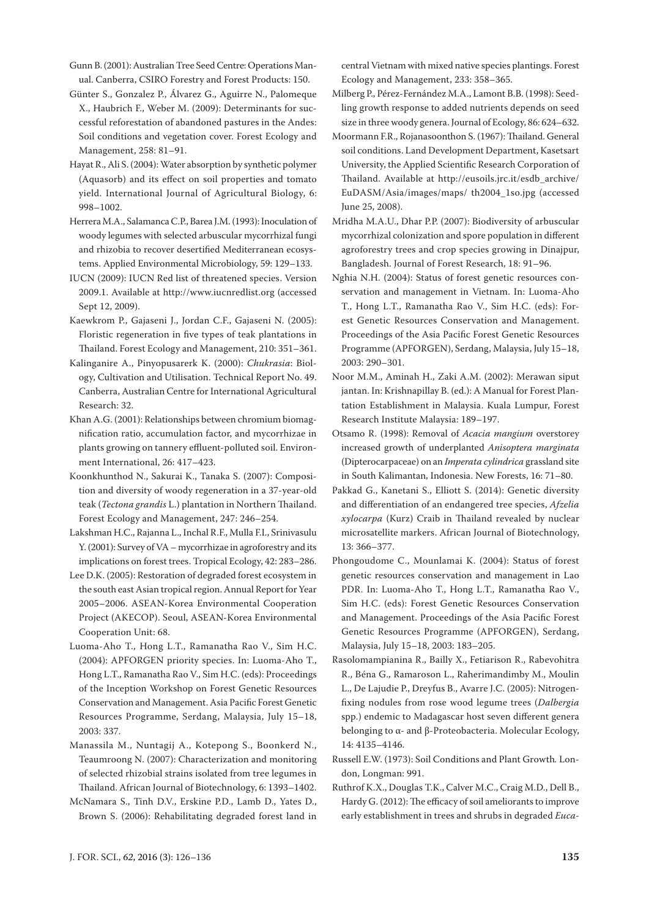Gunn B. (2001): Australian Tree Seed Centre: Operations Manual. Canberra, CSIRO Forestry and Forest Products: 150.

Günter S., Gonzalez P., Álvarez G., Aguirre N., Palomeque X., Haubrich F., Weber M. (2009): Determinants for successful reforestation of abandoned pastures in the Andes: Soil conditions and vegetation cover. Forest Ecology and Management, 258: 81–91.

Hayat R., Ali S. (2004): Water absorption by synthetic polymer (Aquasorb) and its effect on soil properties and tomato yield. International Journal of Agricultural Biology, 6: 998–1002.

Herrera M.A., Salamanca C.P., Barea J.M. (1993): Inoculation of woody legumes with selected arbuscular mycorrhizal fungi and rhizobia to recover desertified Mediterranean ecosystems. Applied Environmental Microbiology, 59: 129–133.

IUCN (2009): IUCN Red list of threatened species. Version 2009.1. Available at http://www.iucnredlist.org (accessed Sept 12, 2009).

Kaewkrom P., Gajaseni J., Jordan C.F., Gajaseni N. (2005): Floristic regeneration in five types of teak plantations in Thailand. Forest Ecology and Management, 210: 351–361.

Kalinganire A., Pinyopusarerk K. (2000): *Chukrasia*: Biology, Cultivation and Utilisation. Technical Report No. 49. Canberra, Australian Centre for International Agricultural Research: 32.

Khan A.G. (2001): Relationships between chromium biomagnification ratio, accumulation factor, and mycorrhizae in plants growing on tannery effluent-polluted soil. Environment International, 26: 417–423.

Koonkhunthod N., Sakurai K., Tanaka S. (2007): Composition and diversity of woody regeneration in a 37-year-old teak (*Tectona grandis* L.) plantation in Northern Thailand. Forest Ecology and Management, 247: 246–254.

Lakshman H.C., Rajanna L., Inchal R.F., Mulla F.I., Srinivasulu Y. (2001): Survey of VA – mycorrhizae in agroforestry and its implications on forest trees. Tropical Ecology, 42: 283–286.

Lee D.K. (2005): Restoration of degraded forest ecosystem in the south east Asian tropical region. Annual Report for Year 2005–2006. ASEAN-Korea Environmental Cooperation Project (AKECOP). Seoul, ASEAN-Korea Environmental Cooperation Unit: 68.

Luoma-Aho T., Hong L.T., Ramanatha Rao V., Sim H.C. (2004): APFORGEN priority species. In: Luoma-Aho T., Hong L.T., Ramanatha Rao V., Sim H.C. (eds): Proceedings of the Inception Workshop on Forest Genetic Resources Conservation and Management. Asia Pacific Forest Genetic Resources Programme, Serdang, Malaysia, July 15–18, 2003: 337.

Manassila M., Nuntagij A., Kotepong S., Boonkerd N., Teaumroong N. (2007): Characterization and monitoring of selected rhizobial strains isolated from tree legumes in Thailand. African Journal of Biotechnology, 6: 1393–1402.

McNamara S., Tinh D.V., Erskine P.D., Lamb D., Yates D., Brown S. (2006): Rehabilitating degraded forest land in central Vietnam with mixed native species plantings. Forest Ecology and Management, 233: 358–365.

Milberg P., Pérez-Fernández M.A., Lamont B.B. (1998): Seedling growth response to added nutrients depends on seed size in three woody genera. Journal of Ecology, 86: 624–632.

Moormann F.R., Rojanasoonthon S. (1967): Thailand. General soil conditions. Land Development Department, Kasetsart University, the Applied Scientific Research Corporation of Thailand. Available at http://eusoils.jrc.it/esdb_archive/EuDASM/Asia/images/maps/ th2004_1so.jpg (accessed June 25, 2008).

Mridha M.A.U., Dhar P.P. (2007): Biodiversity of arbuscular mycorrhizal colonization and spore population in different agroforestry trees and crop species growing in Dinajpur, Bangladesh. Journal of Forest Research, 18: 91–96.

Nghia N.H. (2004): Status of forest genetic resources conservation and management in Vietnam. In: Luoma-Aho T., Hong L.T., Ramanatha Rao V., Sim H.C. (eds): Forest Genetic Resources Conservation and Management. Proceedings of the Asia Pacific Forest Genetic Resources Programme (APFORGEN), Serdang, Malaysia, July 15–18, 2003: 290–301.

Noor M.M., Aminah H., Zaki A.M. (2002): Merawan siput jantan. In: Krishnapillay B. (ed.): A Manual for Forest Plantation Establishment in Malaysia. Kuala Lumpur, Forest Research Institute Malaysia: 189–197.

Otsamo R. (1998): Removal of *Acacia mangium* overstorey increased growth of underplanted *Anisoptera marginata* (Dipterocarpaceae) on an *Imperata cylindrica* grassland site in South Kalimantan, Indonesia. New Forests, 16: 71–80.

Pakkad G., Kanetani S., Elliott S. (2014): Genetic diversity and differentiation of an endangered tree species, *Afzelia xylocarpa* (Kurz) Craib in Thailand revealed by nuclear microsatellite markers. African Journal of Biotechnology, 13: 366–377.

Phongoudome C., Mounlamai K. (2004): Status of forest genetic resources conservation and management in Lao PDR. In: Luoma-Aho T., Hong L.T., Ramanatha Rao V., Sim H.C. (eds): Forest Genetic Resources Conservation and Management. Proceedings of the Asia Pacific Forest Genetic Resources Programme (APFORGEN), Serdang, Malaysia, July 15–18, 2003: 183–205.

Rasolomampianina R., Bailly X., Fetiarison R., Rabevohitra R., Béna G., Ramaroson L., Raherimandimby M., Moulin L., De Lajudie P., Dreyfus B., Avarre J.C. (2005): Nitrogen-fixing nodules from rose wood legume trees (*Dalbergia* spp.) endemic to Madagascar host seven different genera belonging to α- and β-Proteobacteria. Molecular Ecology, 14: 4135–4146.

Russell E.W. (1973): Soil Conditions and Plant Growth*.* London, Longman: 991.

Ruthrof K.X., Douglas T.K., Calver M.C., Craig M.D., Dell B., Hardy G. (2012): The efficacy of soil ameliorants to improve early establishment in trees and shrubs in degraded *Euca-*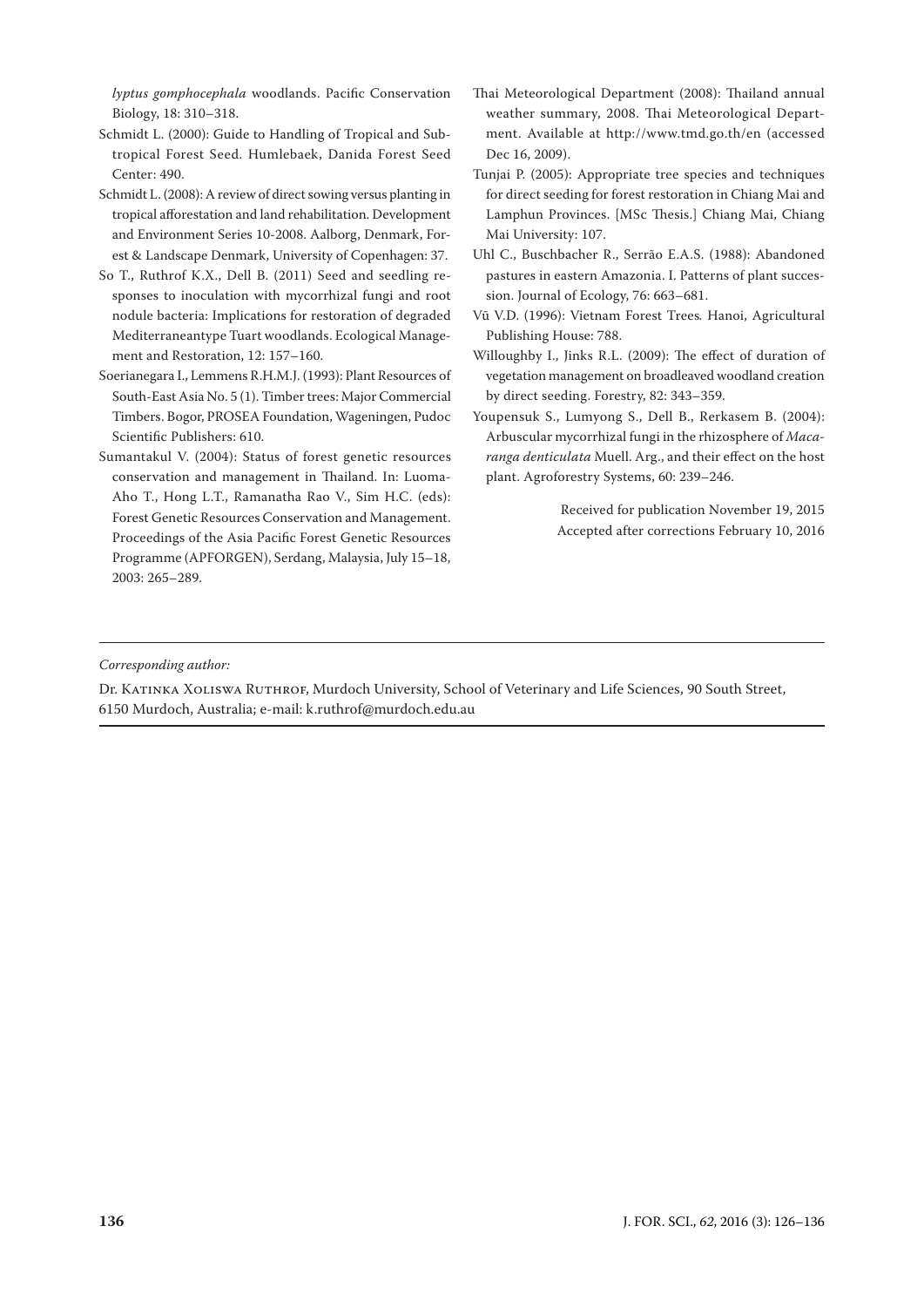*lyptus gomphocephala* woodlands. Pacific Conservation Biology, 18: 310–318.

Schmidt L. (2000): Guide to Handling of Tropical and Subtropical Forest Seed. Humlebaek, Danida Forest Seed Center: 490.

Schmidt L. (2008): A review of direct sowing versus planting in tropical afforestation and land rehabilitation. Development and Environment Series 10-2008. Aalborg, Denmark, Forest & Landscape Denmark, University of Copenhagen: 37.

So T., Ruthrof K.X., Dell B. (2011) Seed and seedling responses to inoculation with mycorrhizal fungi and root nodule bacteria: Implications for restoration of degraded Mediterraneantype Tuart woodlands. Ecological Management and Restoration, 12: 157–160.

Soerianegara I., Lemmens R.H.M.J. (1993): Plant Resources of South-East Asia No. 5 (1). Timber trees: Major Commercial Timbers. Bogor, PROSEA Foundation, Wageningen, Pudoc Scientific Publishers: 610.

Sumantakul V. (2004): Status of forest genetic resources conservation and management in Thailand. In: Luoma-Aho T., Hong L.T., Ramanatha Rao V., Sim H.C. (eds): Forest Genetic Resources Conservation and Management. Proceedings of the Asia Pacific Forest Genetic Resources Programme (APFORGEN), Serdang, Malaysia, July 15–18, 2003: 265–289.

Thai Meteorological Department (2008): Thailand annual weather summary, 2008. Thai Meteorological Department. Available at http://www.tmd.go.th/en (accessed Dec 16, 2009).

Tunjai P. (2005): Appropriate tree species and techniques for direct seeding for forest restoration in Chiang Mai and Lamphun Provinces. [MSc Thesis.] Chiang Mai, Chiang Mai University: 107.

Uhl C., Buschbacher R., Serrão E.A.S. (1988): Abandoned pastures in eastern Amazonia. I. Patterns of plant succession. Journal of Ecology, 76: 663–681.

Vũ V.D. (1996): Vietnam Forest Trees*.* Hanoi, Agricultural Publishing House: 788.

Willoughby I., Jinks R.L. (2009): The effect of duration of vegetation management on broadleaved woodland creation by direct seeding. Forestry, 82: 343–359.

Youpensuk S., Lumyong S., Dell B., Rerkasem B. (2004): Arbuscular mycorrhizal fungi in the rhizosphere of *Macaranga denticulata* Muell. Arg., and their effect on the host plant. Agroforestry Systems, 60: 239–246.

Received for publication November 19, 2015
Accepted after corrections February 10, 2016

*Corresponding author:*

Dr. Katinka Xoliswa Ruthrof, Murdoch University, School of Veterinary and Life Sciences, 90 South Street, 6150 Murdoch, Australia; e-mail: k.ruthrof@murdoch.edu.au